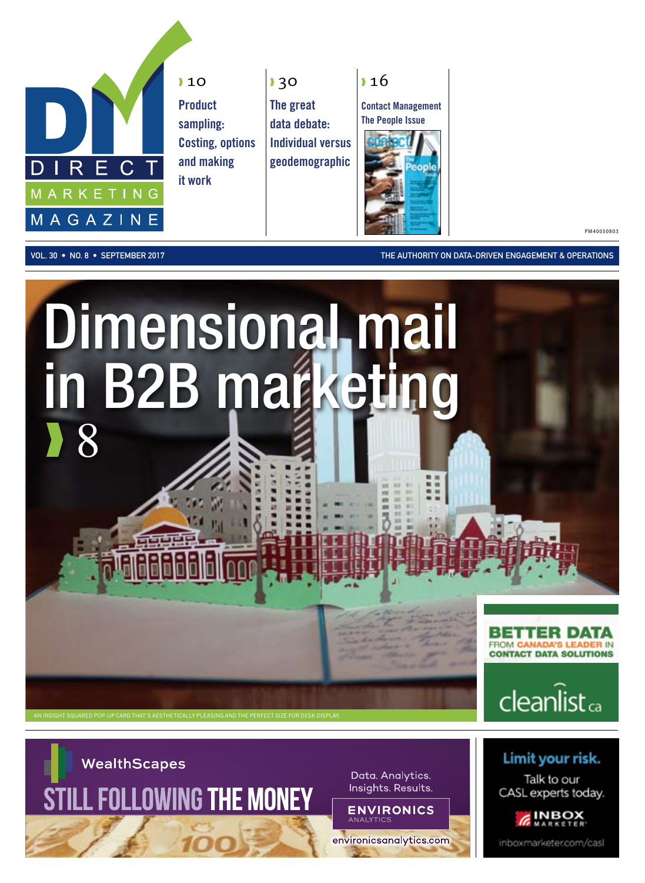# DM DIRECT MARKETING MAGAZINE

› 10
**Product sampling: Costing, options and making it work**

› 30
**The great data debate: Individual versus geodemographic**

› 16
**Contact Management The People Issue**

PM40050803

VOL. 30 • NO. 8 • SEPTEMBER 2017

THE AUTHORITY ON DATA-DRIVEN ENGAGEMENT & OPERATIONS

# Dimensional mail in B2B marketing › 8

AN INSIGHT SQUARED POP-UP CARD THAT'S AESTHETICALLY PLEASING AND THE PERFECT SIZE FOR DESK DISPLAY.

BETTER DATA FROM CANADA'S LEADER IN CONTACT DATA SOLUTIONS

cleanlist.ca

WealthScapes
STILL FOLLOWING THE MONEY

Data. Analytics. Insights. Results.

ENVIRONICS ANALYTICS

environicsanalytics.com

Limit your risk.
Talk to our CASL experts today.

INBOX MARKETER

inboxmarketer.com/casl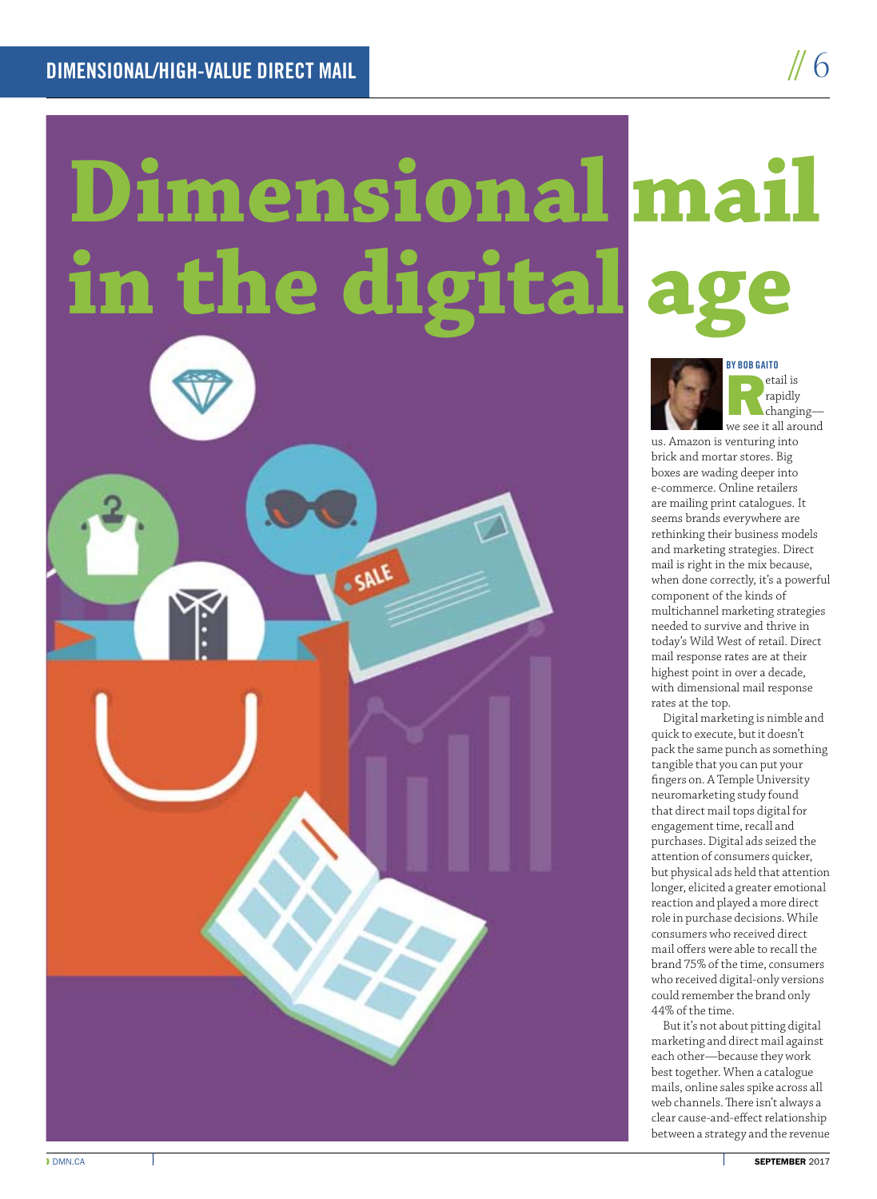# Dimensional mail in the digital age

**BY BOB GAITO**

Retail is rapidly changing—we see it all around us. Amazon is venturing into brick and mortar stores. Big boxes are wading deeper into e-commerce. Online retailers are mailing print catalogues. It seems brands everywhere are rethinking their business models and marketing strategies. Direct mail is right in the mix because, when done correctly, it's a powerful component of the kinds of multichannel marketing strategies needed to survive and thrive in today's Wild West of retail. Direct mail response rates are at their highest point in over a decade, with dimensional mail response rates at the top.

Digital marketing is nimble and quick to execute, but it doesn't pack the same punch as something tangible that you can put your fingers on. A Temple University neuromarketing study found that direct mail tops digital for engagement time, recall and purchases. Digital ads seized the attention of consumers quicker, but physical ads held that attention longer, elicited a greater emotional reaction and played a more direct role in purchase decisions. While consumers who received direct mail offers were able to recall the brand 75% of the time, consumers who received digital-only versions could remember the brand only 44% of the time.

But it's not about pitting digital marketing and direct mail against each other—because they work best together. When a catalogue mails, online sales spike across all web channels. There isn't always a clear cause-and-effect relationship between a strategy and the revenue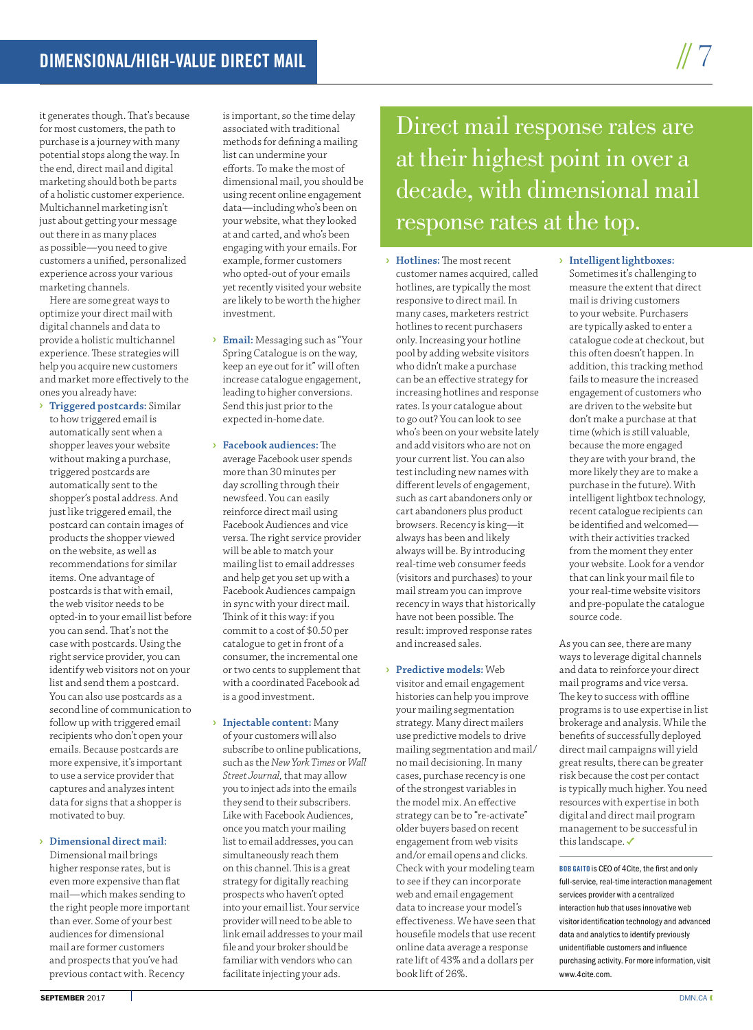it generates though. That's because for most customers, the path to purchase is a journey with many potential stops along the way. In the end, direct mail and digital marketing should both be parts of a holistic customer experience. Multichannel marketing isn't just about getting your message out there in as many places as possible—you need to give customers a unified, personalized experience across your various marketing channels.

Here are some great ways to optimize your direct mail with digital channels and data to provide a holistic multichannel experience. These strategies will help you acquire new customers and market more effectively to the ones you already have:

- **Triggered postcards:** Similar to how triggered email is automatically sent when a shopper leaves your website without making a purchase, triggered postcards are automatically sent to the shopper's postal address. And just like triggered email, the postcard can contain images of products the shopper viewed on the website, as well as recommendations for similar items. One advantage of postcards is that with email, the web visitor needs to be opted-in to your email list before you can send. That's not the case with postcards. Using the right service provider, you can identify web visitors not on your list and send them a postcard. You can also use postcards as a second line of communication to follow up with triggered email recipients who don't open your emails. Because postcards are more expensive, it's important to use a service provider that captures and analyzes intent data for signs that a shopper is motivated to buy.

- **Dimensional direct mail:** Dimensional mail brings higher response rates, but is even more expensive than flat mail—which makes sending to the right people more important than ever. Some of your best audiences for dimensional mail are former customers and prospects that you've had previous contact with. Recency is important, so the time delay associated with traditional methods for defining a mailing list can undermine your efforts. To make the most of dimensional mail, you should be using recent online engagement data—including who's been on your website, what they looked at and carted, and who's been engaging with your emails. For example, former customers who opted-out of your emails yet recently visited your website are likely to be worth the higher investment.

- **Email:** Messaging such as "Your Spring Catalogue is on the way, keep an eye out for it" will often increase catalogue engagement, leading to higher conversions. Send this just prior to the expected in-home date.

- **Facebook audiences:** The average Facebook user spends more than 30 minutes per day scrolling through their newsfeed. You can easily reinforce direct mail using Facebook Audiences and vice versa. The right service provider will be able to match your mailing list to email addresses and help get you set up with a Facebook Audiences campaign in sync with your direct mail. Think of it this way: if you commit to a cost of $0.50 per catalogue to get in front of a consumer, the incremental one or two cents to supplement that with a coordinated Facebook ad is a good investment.

- **Injectable content:** Many of your customers will also subscribe to online publications, such as the *New York Times* or *Wall Street Journal,* that may allow you to inject ads into the emails they send to their subscribers. Like with Facebook Audiences, once you match your mailing list to email addresses, you can simultaneously reach them on this channel. This is a great strategy for digitally reaching prospects who haven't opted into your email list. Your service provider will need to be able to link email addresses to your mail file and your broker should be familiar with vendors who can facilitate injecting your ads.

> Direct mail response rates are at their highest point in over a decade, with dimensional mail response rates at the top.

- **Hotlines:** The most recent customer names acquired, called hotlines, are typically the most responsive to direct mail. In many cases, marketers restrict hotlines to recent purchasers only. Increasing your hotline pool by adding website visitors who didn't make a purchase can be an effective strategy for increasing hotlines and response rates. Is your catalogue about to go out? You can look to see who's been on your website lately and add visitors who are not on your current list. You can also test including new names with different levels of engagement, such as cart abandoners only or cart abandoners plus product browsers. Recency is king—it always has been and likely always will be. By introducing real-time web consumer feeds (visitors and purchases) to your mail stream you can improve recency in ways that historically have not been possible. The result: improved response rates and increased sales.

- **Predictive models:** Web visitor and email engagement histories can help you improve your mailing segmentation strategy. Many direct mailers use predictive models to drive mailing segmentation and mail/no mail decisioning. In many cases, purchase recency is one of the strongest variables in the model mix. An effective strategy can be to "re-activate" older buyers based on recent engagement from web visits and/or email opens and clicks. Check with your modeling team to see if they can incorporate web and email engagement data to increase your model's effectiveness. We have seen that housefile models that use recent online data average a response rate lift of 43% and a dollars per book lift of 26%.

- **Intelligent lightboxes:** Sometimes it's challenging to measure the extent that direct mail is driving customers to your website. Purchasers are typically asked to enter a catalogue code at checkout, but this often doesn't happen. In addition, this tracking method fails to measure the increased engagement of customers who are driven to the website but don't make a purchase at that time (which is still valuable, because the more engaged they are with your brand, the more likely they are to make a purchase in the future). With intelligent lightbox technology, recent catalogue recipients can be identified and welcomed—with their activities tracked from the moment they enter your website. Look for a vendor that can link your mail file to your real-time website visitors and pre-populate the catalogue source code.

As you can see, there are many ways to leverage digital channels and data to reinforce your direct mail programs and vice versa. The key to success with offline programs is to use expertise in list brokerage and analysis. While the benefits of successfully deployed direct mail campaigns will yield great results, there can be greater risk because the cost per contact is typically much higher. You need resources with expertise in both digital and direct mail program management to be successful in this landscape. ✓

**BOB GAITO** is CEO of 4Cite, the first and only full-service, real-time interaction management services provider with a centralized interaction hub that uses innovative web visitor identification technology and advanced data and analytics to identify previously unidentifiable customers and influence purchasing activity. For more information, visit www.4cite.com.